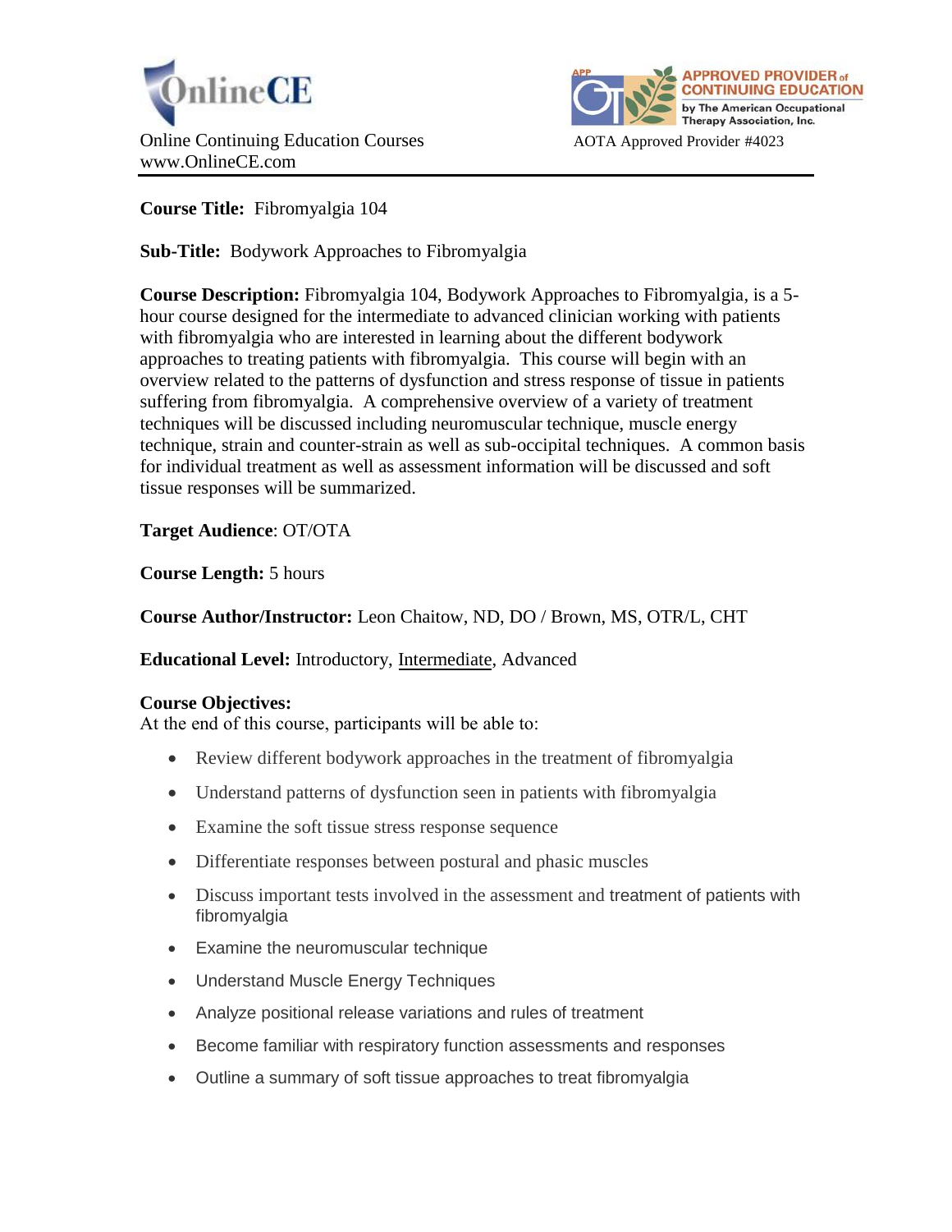OnlineCE

Online Continuing Education Courses
www.OnlineCE.com

APPROVED PROVIDER of CONTINUING EDUCATION by The American Occupational Therapy Association, Inc.

AOTA Approved Provider #4023

**Course Title:** Fibromyalgia 104

**Sub-Title:** Bodywork Approaches to Fibromyalgia

**Course Description:** Fibromyalgia 104, Bodywork Approaches to Fibromyalgia, is a 5-hour course designed for the intermediate to advanced clinician working with patients with fibromyalgia who are interested in learning about the different bodywork approaches to treating patients with fibromyalgia. This course will begin with an overview related to the patterns of dysfunction and stress response of tissue in patients suffering from fibromyalgia. A comprehensive overview of a variety of treatment techniques will be discussed including neuromuscular technique, muscle energy technique, strain and counter-strain as well as sub-occipital techniques. A common basis for individual treatment as well as assessment information will be discussed and soft tissue responses will be summarized.

**Target Audience**: OT/OTA

**Course Length:** 5 hours

**Course Author/Instructor:** Leon Chaitow, ND, DO / Brown, MS, OTR/L, CHT

**Educational Level:** Introductory, <u>Intermediate</u>, Advanced

**Course Objectives:**
At the end of this course, participants will be able to:

- Review different bodywork approaches in the treatment of fibromyalgia
- Understand patterns of dysfunction seen in patients with fibromyalgia
- Examine the soft tissue stress response sequence
- Differentiate responses between postural and phasic muscles
- Discuss important tests involved in the assessment and treatment of patients with fibromyalgia
- Examine the neuromuscular technique
- Understand Muscle Energy Techniques
- Analyze positional release variations and rules of treatment
- Become familiar with respiratory function assessments and responses
- Outline a summary of soft tissue approaches to treat fibromyalgia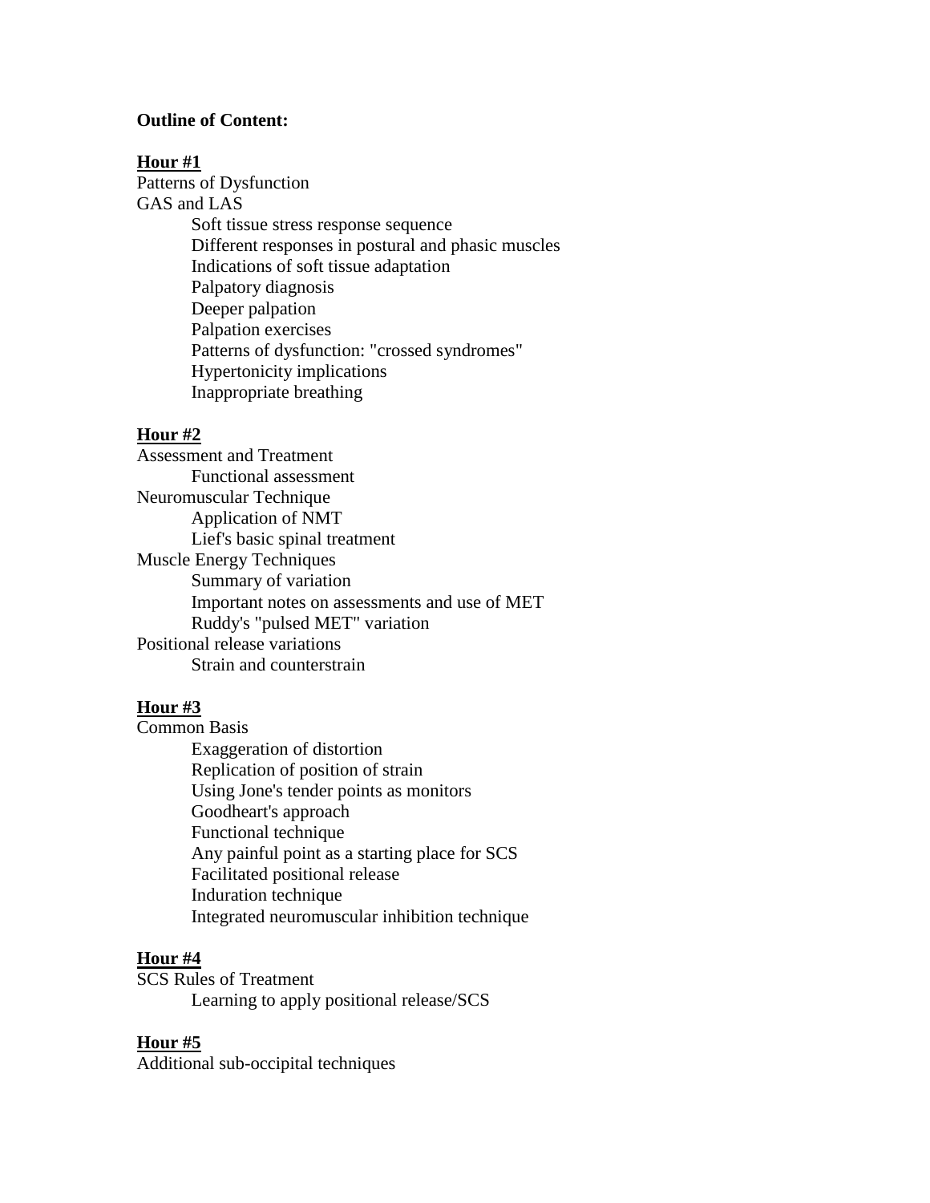**Outline of Content:**

**Hour #1**

Patterns of Dysfunction

GAS and LAS

- Soft tissue stress response sequence
- Different responses in postural and phasic muscles
- Indications of soft tissue adaptation
- Palpatory diagnosis
- Deeper palpation
- Palpation exercises
- Patterns of dysfunction: "crossed syndromes"
- Hypertonicity implications
- Inappropriate breathing

**Hour #2**

Assessment and Treatment

- Functional assessment

Neuromuscular Technique

- Application of NMT
- Lief's basic spinal treatment

Muscle Energy Techniques

- Summary of variation
- Important notes on assessments and use of MET
- Ruddy's "pulsed MET" variation

Positional release variations

- Strain and counterstrain

**Hour #3**

Common Basis

- Exaggeration of distortion
- Replication of position of strain
- Using Jone's tender points as monitors
- Goodheart's approach
- Functional technique
- Any painful point as a starting place for SCS
- Facilitated positional release
- Induration technique
- Integrated neuromuscular inhibition technique

**Hour #4**

SCS Rules of Treatment

- Learning to apply positional release/SCS

**Hour #5**

Additional sub-occipital techniques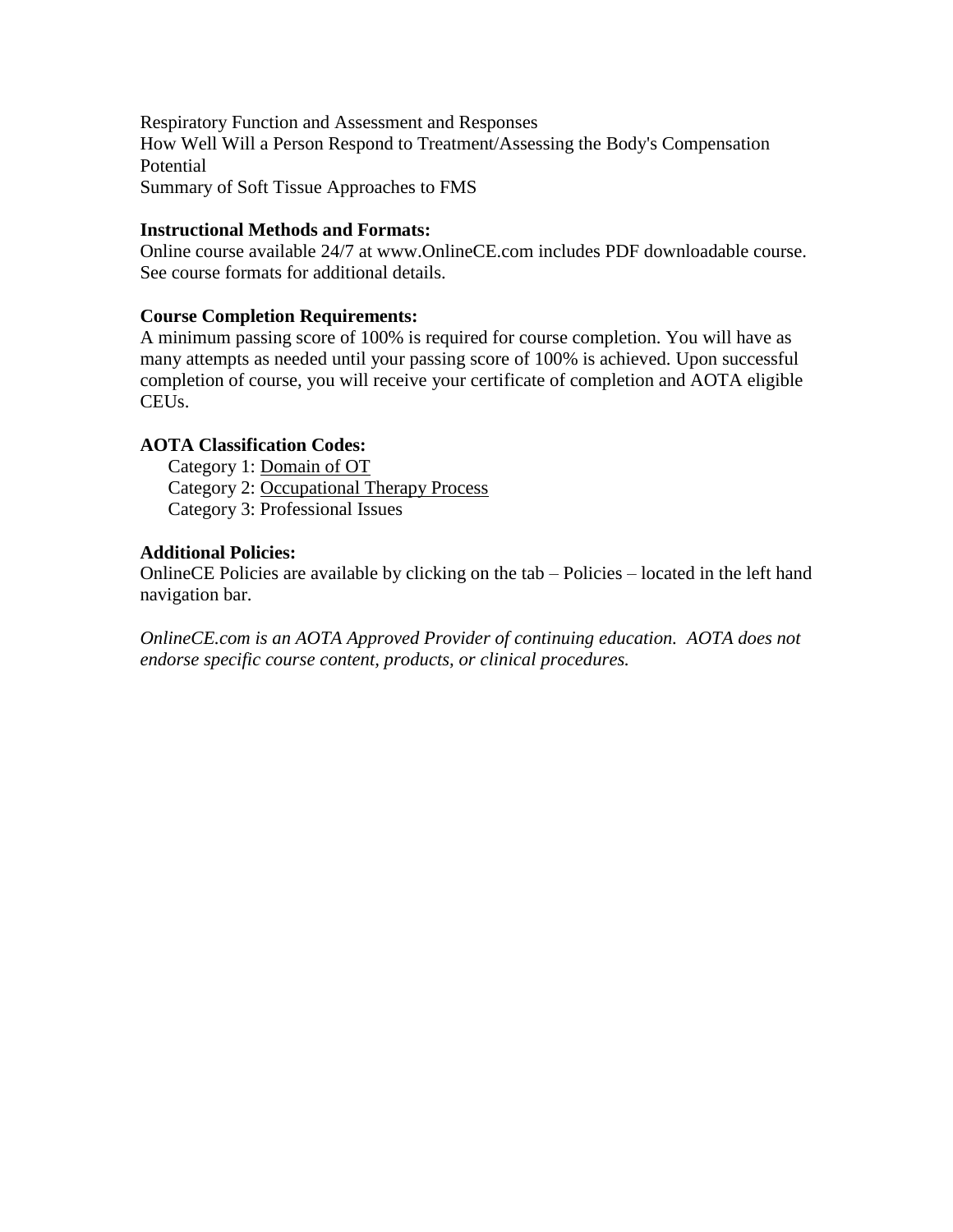Respiratory Function and Assessment and Responses
How Well Will a Person Respond to Treatment/Assessing the Body's Compensation Potential
Summary of Soft Tissue Approaches to FMS

**Instructional Methods and Formats:**
Online course available 24/7 at www.OnlineCE.com includes PDF downloadable course. See course formats for additional details.

**Course Completion Requirements:**
A minimum passing score of 100% is required for course completion. You will have as many attempts as needed until your passing score of 100% is achieved. Upon successful completion of course, you will receive your certificate of completion and AOTA eligible CEUs.

**AOTA Classification Codes:**

Category 1: Domain of OT
Category 2: Occupational Therapy Process
Category 3: Professional Issues

**Additional Policies:**
OnlineCE Policies are available by clicking on the tab – Policies – located in the left hand navigation bar.

*OnlineCE.com is an AOTA Approved Provider of continuing education. AOTA does not endorse specific course content, products, or clinical procedures.*